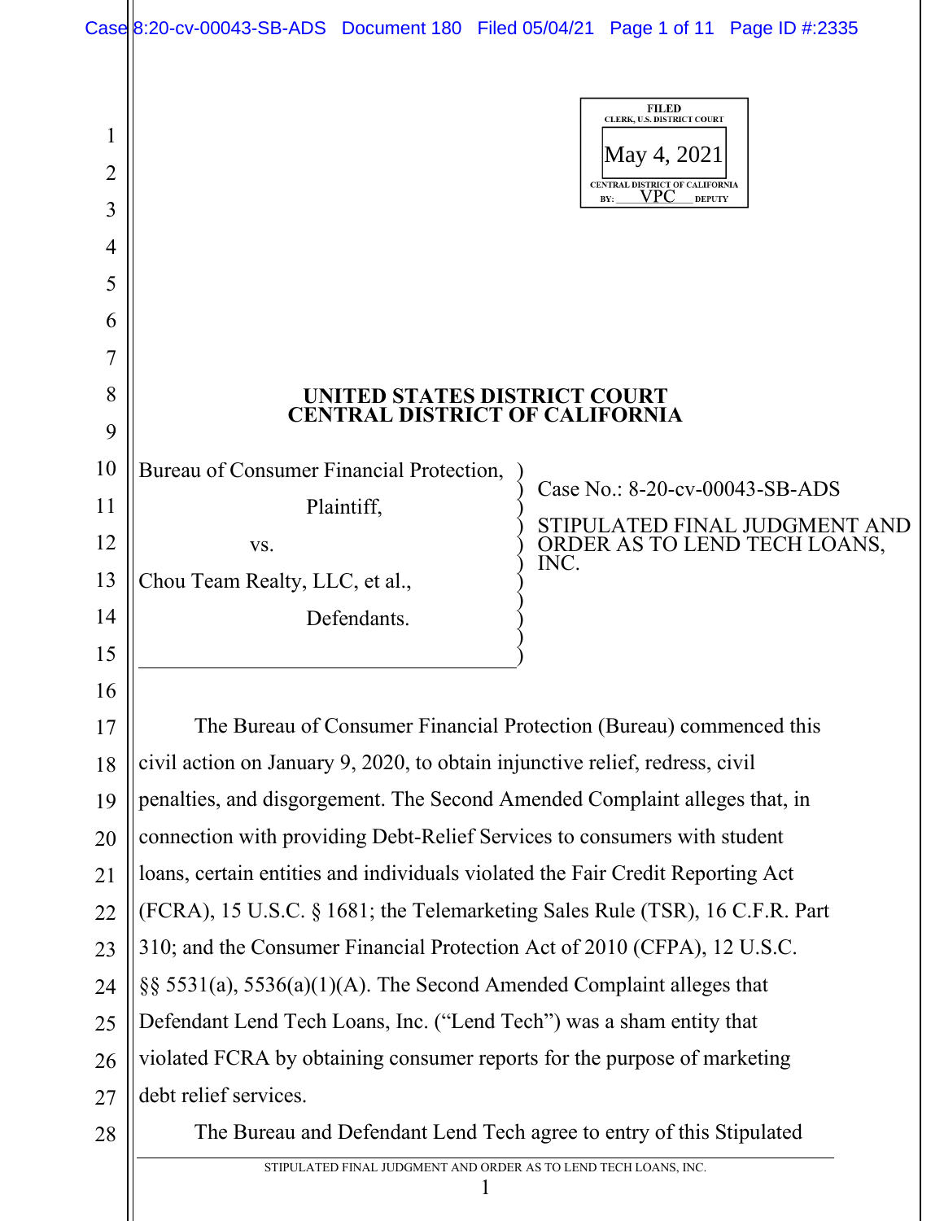FILED
CLERK, U.S. DISTRICT COURT
May 4, 2021
CENTRAL DISTRICT OF CALIFORNIA
BY: VPC DEPUTY

# UNITED STATES DISTRICT COURT
# CENTRAL DISTRICT OF CALIFORNIA

Bureau of Consumer Financial Protection,
Plaintiff,
vs.
Chou Team Realty, LLC, et al.,
Defendants.

Case No.: 8-20-cv-00043-SB-ADS

STIPULATED FINAL JUDGMENT AND ORDER AS TO LEND TECH LOANS, INC.

The Bureau of Consumer Financial Protection (Bureau) commenced this civil action on January 9, 2020, to obtain injunctive relief, redress, civil penalties, and disgorgement. The Second Amended Complaint alleges that, in connection with providing Debt-Relief Services to consumers with student loans, certain entities and individuals violated the Fair Credit Reporting Act (FCRA), 15 U.S.C. § 1681; the Telemarketing Sales Rule (TSR), 16 C.F.R. Part 310; and the Consumer Financial Protection Act of 2010 (CFPA), 12 U.S.C. §§ 5531(a), 5536(a)(1)(A). The Second Amended Complaint alleges that Defendant Lend Tech Loans, Inc. ("Lend Tech") was a sham entity that violated FCRA by obtaining consumer reports for the purpose of marketing debt relief services.

The Bureau and Defendant Lend Tech agree to entry of this Stipulated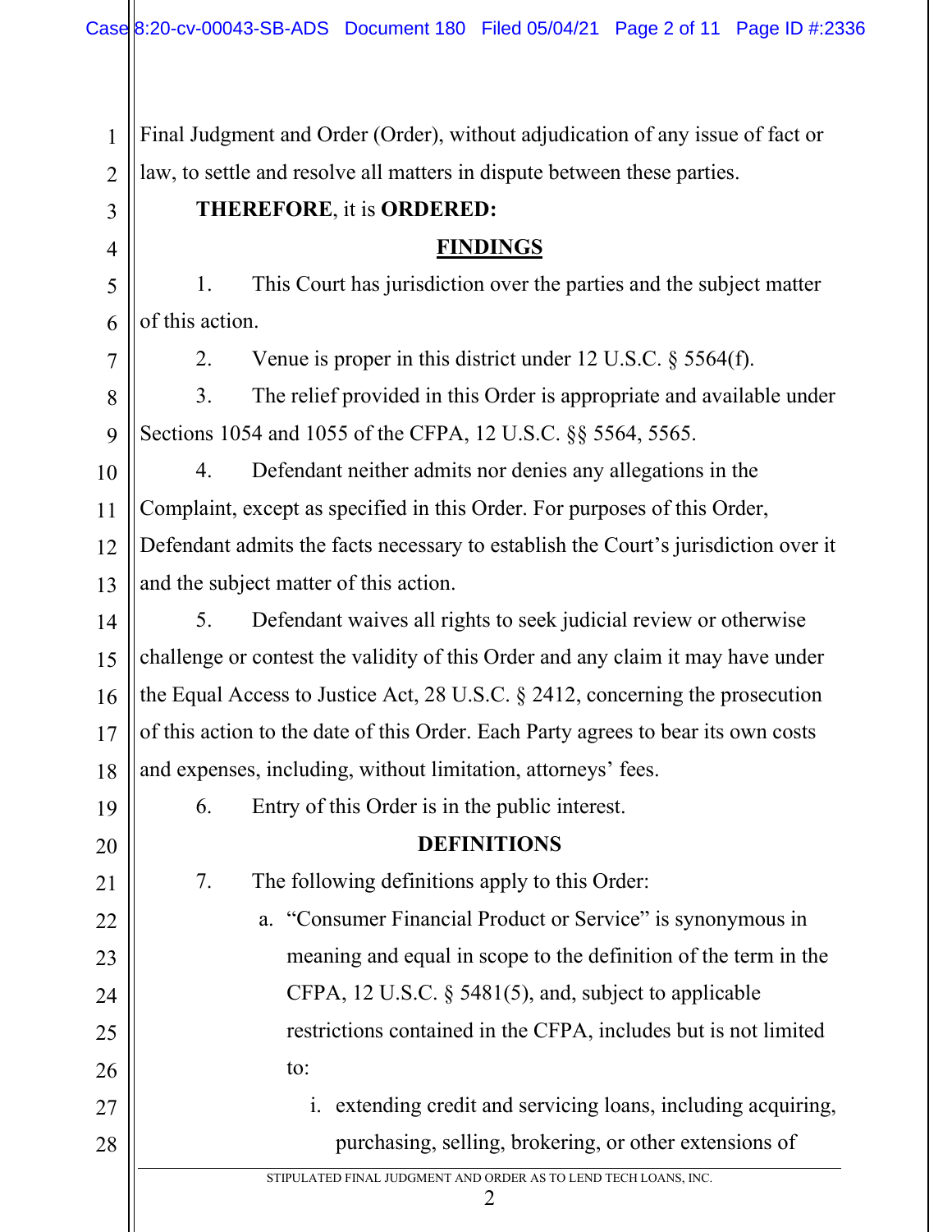Final Judgment and Order (Order), without adjudication of any issue of fact or law, to settle and resolve all matters in dispute between these parties.

**THEREFORE**, it is **ORDERED:**

## FINDINGS

1. This Court has jurisdiction over the parties and the subject matter of this action.

2. Venue is proper in this district under 12 U.S.C. § 5564(f).

3. The relief provided in this Order is appropriate and available under Sections 1054 and 1055 of the CFPA, 12 U.S.C. §§ 5564, 5565.

4. Defendant neither admits nor denies any allegations in the Complaint, except as specified in this Order. For purposes of this Order, Defendant admits the facts necessary to establish the Court's jurisdiction over it and the subject matter of this action.

5. Defendant waives all rights to seek judicial review or otherwise challenge or contest the validity of this Order and any claim it may have under the Equal Access to Justice Act, 28 U.S.C. § 2412, concerning the prosecution of this action to the date of this Order. Each Party agrees to bear its own costs and expenses, including, without limitation, attorneys' fees.

6. Entry of this Order is in the public interest.

## DEFINITIONS

7. The following definitions apply to this Order:

   a. "Consumer Financial Product or Service" is synonymous in meaning and equal in scope to the definition of the term in the CFPA, 12 U.S.C. § 5481(5), and, subject to applicable restrictions contained in the CFPA, includes but is not limited to:

      i. extending credit and servicing loans, including acquiring, purchasing, selling, brokering, or other extensions of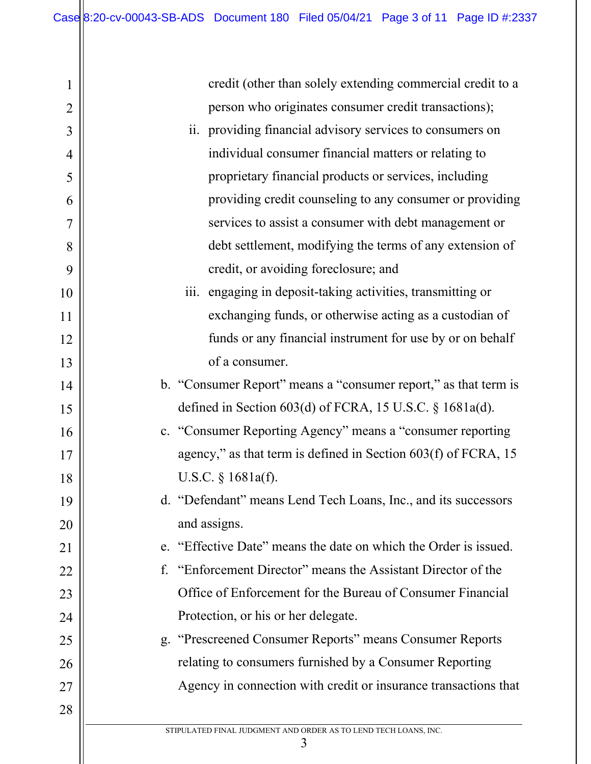credit (other than solely extending commercial credit to a person who originates consumer credit transactions);

   ii. providing financial advisory services to consumers on individual consumer financial matters or relating to proprietary financial products or services, including providing credit counseling to any consumer or providing services to assist a consumer with debt management or debt settlement, modifying the terms of any extension of credit, or avoiding foreclosure; and

   iii. engaging in deposit-taking activities, transmitting or exchanging funds, or otherwise acting as a custodian of funds or any financial instrument for use by or on behalf of a consumer.

b. "Consumer Report" means a "consumer report," as that term is defined in Section 603(d) of FCRA, 15 U.S.C. § 1681a(d).

c. "Consumer Reporting Agency" means a "consumer reporting agency," as that term is defined in Section 603(f) of FCRA, 15 U.S.C. § 1681a(f).

d. "Defendant" means Lend Tech Loans, Inc., and its successors and assigns.

e. "Effective Date" means the date on which the Order is issued.

f. "Enforcement Director" means the Assistant Director of the Office of Enforcement for the Bureau of Consumer Financial Protection, or his or her delegate.

g. "Prescreened Consumer Reports" means Consumer Reports relating to consumers furnished by a Consumer Reporting Agency in connection with credit or insurance transactions that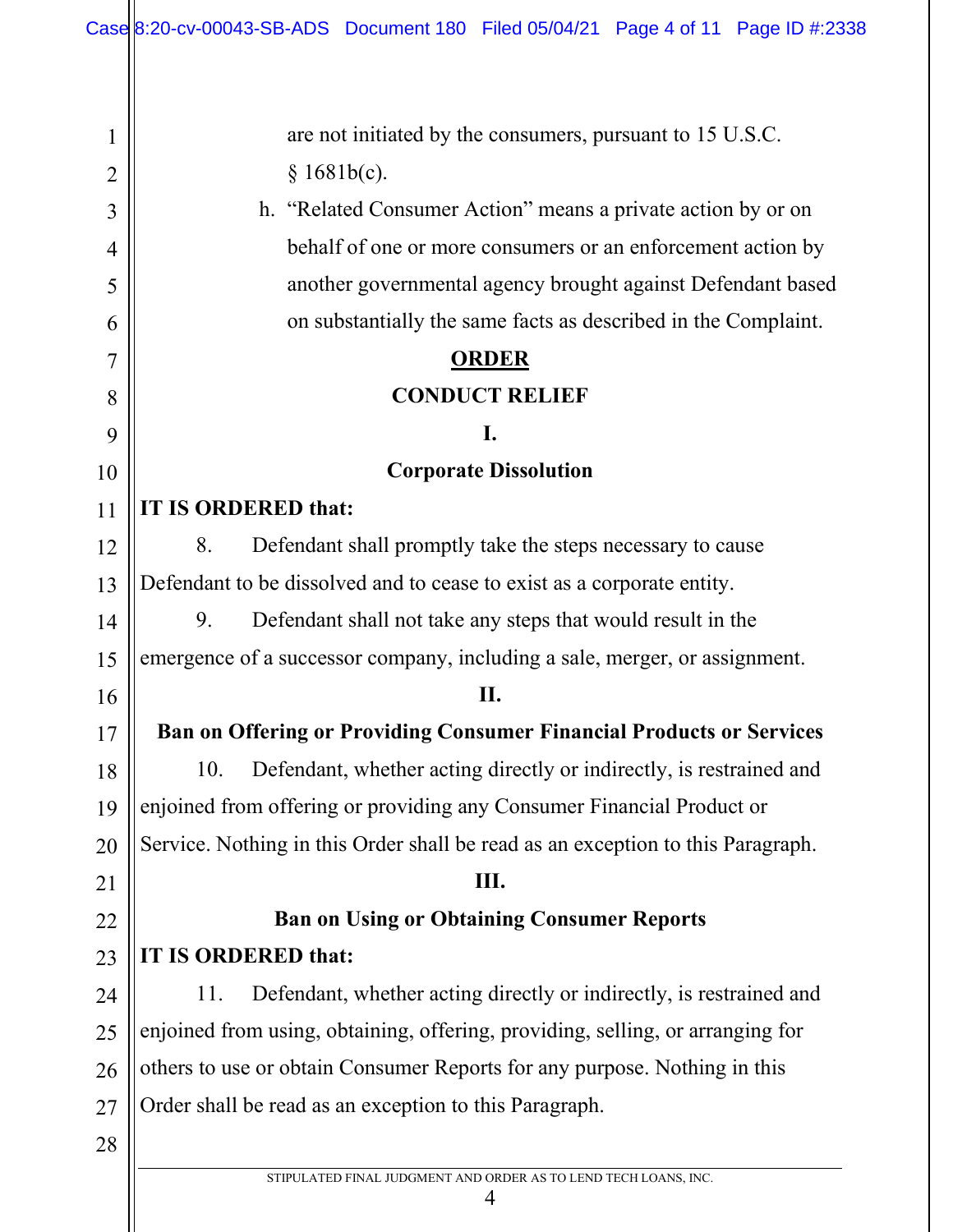are not initiated by the consumers, pursuant to 15 U.S.C. § 1681b(c).

h. "Related Consumer Action" means a private action by or on behalf of one or more consumers or an enforcement action by another governmental agency brought against Defendant based on substantially the same facts as described in the Complaint.

## ORDER

## CONDUCT RELIEF

### I.

### Corporate Dissolution

**IT IS ORDERED that:**

8. Defendant shall promptly take the steps necessary to cause Defendant to be dissolved and to cease to exist as a corporate entity.

9. Defendant shall not take any steps that would result in the emergence of a successor company, including a sale, merger, or assignment.

### II.

### Ban on Offering or Providing Consumer Financial Products or Services

10. Defendant, whether acting directly or indirectly, is restrained and enjoined from offering or providing any Consumer Financial Product or Service. Nothing in this Order shall be read as an exception to this Paragraph.

### III.

### Ban on Using or Obtaining Consumer Reports

**IT IS ORDERED that:**

11. Defendant, whether acting directly or indirectly, is restrained and enjoined from using, obtaining, offering, providing, selling, or arranging for others to use or obtain Consumer Reports for any purpose. Nothing in this Order shall be read as an exception to this Paragraph.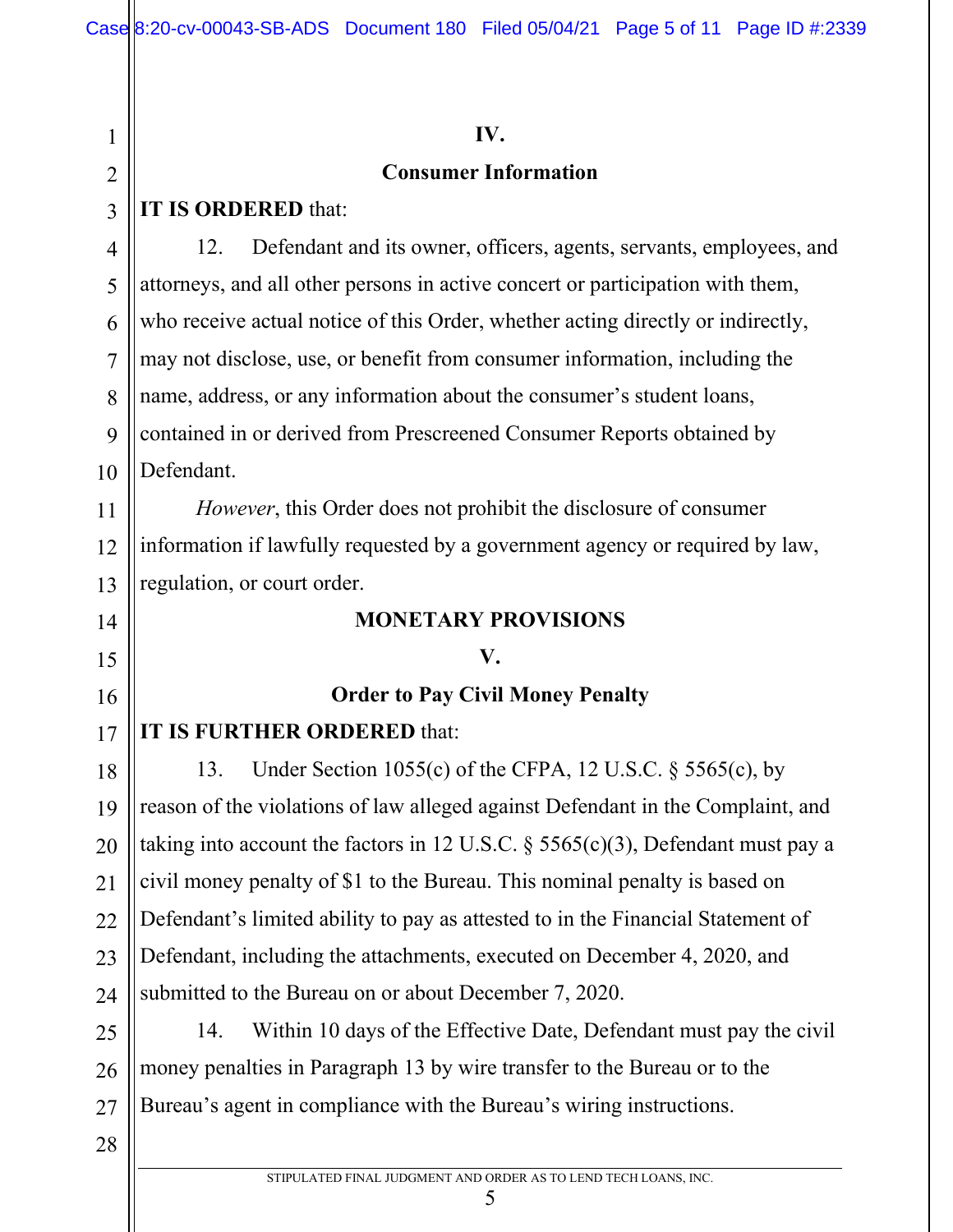## IV.

## Consumer Information

**IT IS ORDERED** that:

12. Defendant and its owner, officers, agents, servants, employees, and attorneys, and all other persons in active concert or participation with them, who receive actual notice of this Order, whether acting directly or indirectly, may not disclose, use, or benefit from consumer information, including the name, address, or any information about the consumer's student loans, contained in or derived from Prescreened Consumer Reports obtained by Defendant.

*However*, this Order does not prohibit the disclosure of consumer information if lawfully requested by a government agency or required by law, regulation, or court order.

## MONETARY PROVISIONS

## V.

## Order to Pay Civil Money Penalty

**IT IS FURTHER ORDERED** that:

13. Under Section 1055(c) of the CFPA, 12 U.S.C. § 5565(c), by reason of the violations of law alleged against Defendant in the Complaint, and taking into account the factors in 12 U.S.C. § 5565(c)(3), Defendant must pay a civil money penalty of $1 to the Bureau. This nominal penalty is based on Defendant's limited ability to pay as attested to in the Financial Statement of Defendant, including the attachments, executed on December 4, 2020, and submitted to the Bureau on or about December 7, 2020.

14. Within 10 days of the Effective Date, Defendant must pay the civil money penalties in Paragraph 13 by wire transfer to the Bureau or to the Bureau's agent in compliance with the Bureau's wiring instructions.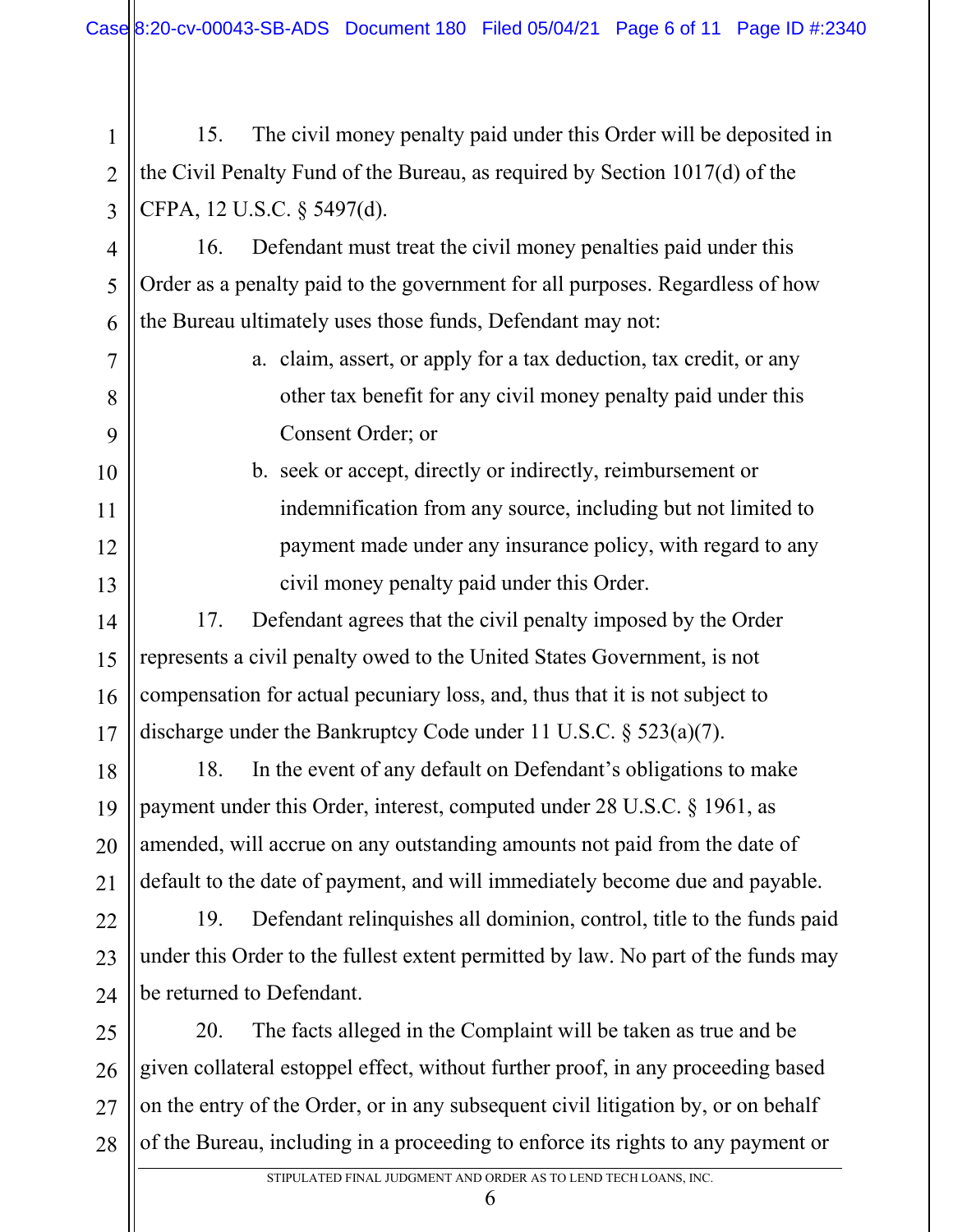15. The civil money penalty paid under this Order will be deposited in the Civil Penalty Fund of the Bureau, as required by Section 1017(d) of the CFPA, 12 U.S.C. § 5497(d).

16. Defendant must treat the civil money penalties paid under this Order as a penalty paid to the government for all purposes. Regardless of how the Bureau ultimately uses those funds, Defendant may not:

a. claim, assert, or apply for a tax deduction, tax credit, or any other tax benefit for any civil money penalty paid under this Consent Order; or

b. seek or accept, directly or indirectly, reimbursement or indemnification from any source, including but not limited to payment made under any insurance policy, with regard to any civil money penalty paid under this Order.

17. Defendant agrees that the civil penalty imposed by the Order represents a civil penalty owed to the United States Government, is not compensation for actual pecuniary loss, and, thus that it is not subject to discharge under the Bankruptcy Code under 11 U.S.C. § 523(a)(7).

18. In the event of any default on Defendant's obligations to make payment under this Order, interest, computed under 28 U.S.C. § 1961, as amended, will accrue on any outstanding amounts not paid from the date of default to the date of payment, and will immediately become due and payable.

19. Defendant relinquishes all dominion, control, title to the funds paid under this Order to the fullest extent permitted by law. No part of the funds may be returned to Defendant.

20. The facts alleged in the Complaint will be taken as true and be given collateral estoppel effect, without further proof, in any proceeding based on the entry of the Order, or in any subsequent civil litigation by, or on behalf of the Bureau, including in a proceeding to enforce its rights to any payment or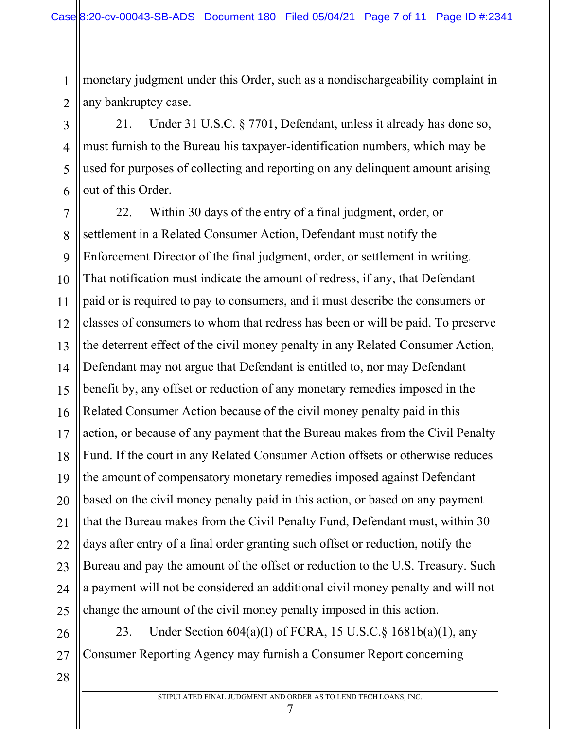monetary judgment under this Order, such as a nondischargeability complaint in any bankruptcy case.

21. Under 31 U.S.C. § 7701, Defendant, unless it already has done so, must furnish to the Bureau his taxpayer-identification numbers, which may be used for purposes of collecting and reporting on any delinquent amount arising out of this Order.

22. Within 30 days of the entry of a final judgment, order, or settlement in a Related Consumer Action, Defendant must notify the Enforcement Director of the final judgment, order, or settlement in writing. That notification must indicate the amount of redress, if any, that Defendant paid or is required to pay to consumers, and it must describe the consumers or classes of consumers to whom that redress has been or will be paid. To preserve the deterrent effect of the civil money penalty in any Related Consumer Action, Defendant may not argue that Defendant is entitled to, nor may Defendant benefit by, any offset or reduction of any monetary remedies imposed in the Related Consumer Action because of the civil money penalty paid in this action, or because of any payment that the Bureau makes from the Civil Penalty Fund. If the court in any Related Consumer Action offsets or otherwise reduces the amount of compensatory monetary remedies imposed against Defendant based on the civil money penalty paid in this action, or based on any payment that the Bureau makes from the Civil Penalty Fund, Defendant must, within 30 days after entry of a final order granting such offset or reduction, notify the Bureau and pay the amount of the offset or reduction to the U.S. Treasury. Such a payment will not be considered an additional civil money penalty and will not change the amount of the civil money penalty imposed in this action.

23. Under Section 604(a)(I) of FCRA, 15 U.S.C.§ 1681b(a)(1), any Consumer Reporting Agency may furnish a Consumer Report concerning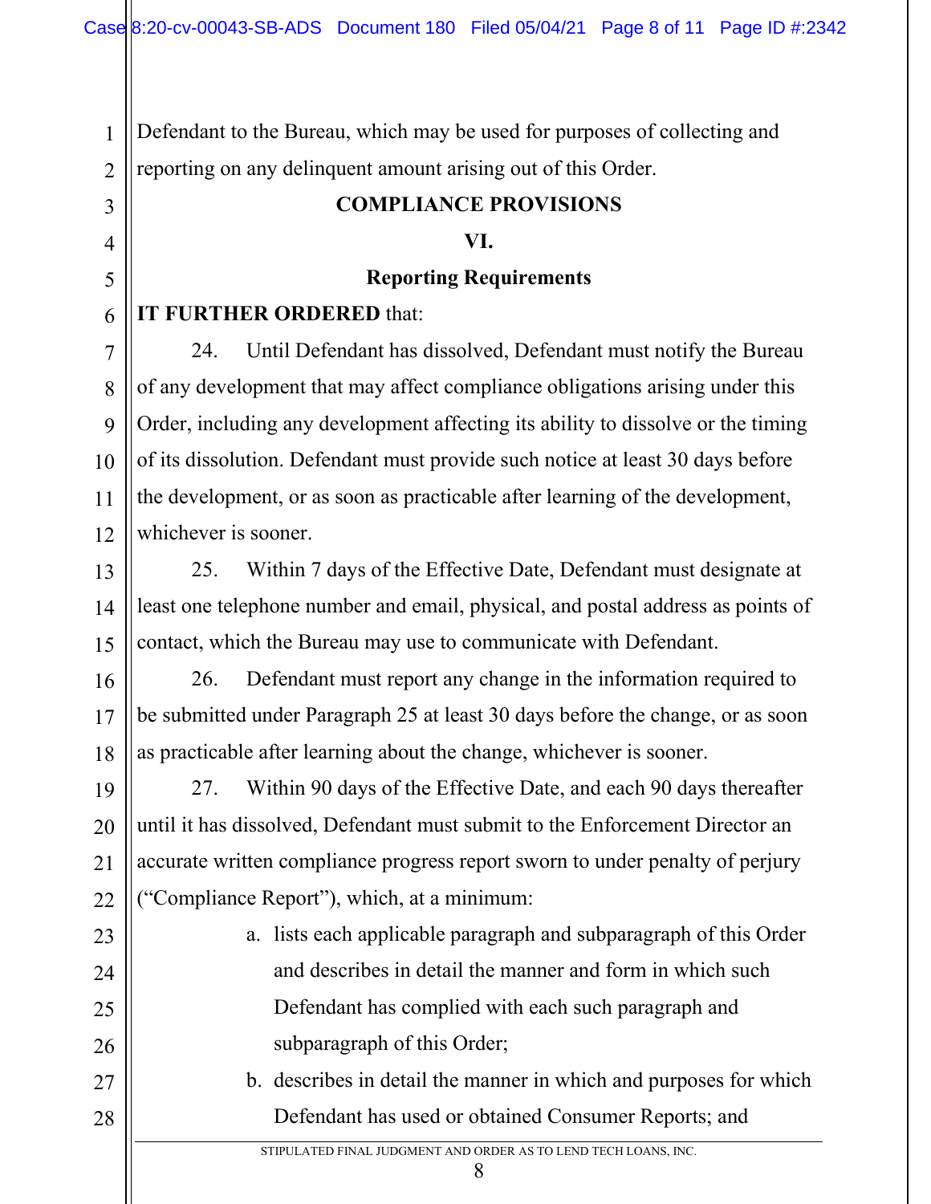Defendant to the Bureau, which may be used for purposes of collecting and reporting on any delinquent amount arising out of this Order.

## COMPLIANCE PROVISIONS

### VI.

### Reporting Requirements

**IT FURTHER ORDERED** that:

24. Until Defendant has dissolved, Defendant must notify the Bureau of any development that may affect compliance obligations arising under this Order, including any development affecting its ability to dissolve or the timing of its dissolution. Defendant must provide such notice at least 30 days before the development, or as soon as practicable after learning of the development, whichever is sooner.

25. Within 7 days of the Effective Date, Defendant must designate at least one telephone number and email, physical, and postal address as points of contact, which the Bureau may use to communicate with Defendant.

26. Defendant must report any change in the information required to be submitted under Paragraph 25 at least 30 days before the change, or as soon as practicable after learning about the change, whichever is sooner.

27. Within 90 days of the Effective Date, and each 90 days thereafter until it has dissolved, Defendant must submit to the Enforcement Director an accurate written compliance progress report sworn to under penalty of perjury ("Compliance Report"), which, at a minimum:

a. lists each applicable paragraph and subparagraph of this Order and describes in detail the manner and form in which such Defendant has complied with each such paragraph and subparagraph of this Order;

b. describes in detail the manner in which and purposes for which Defendant has used or obtained Consumer Reports; and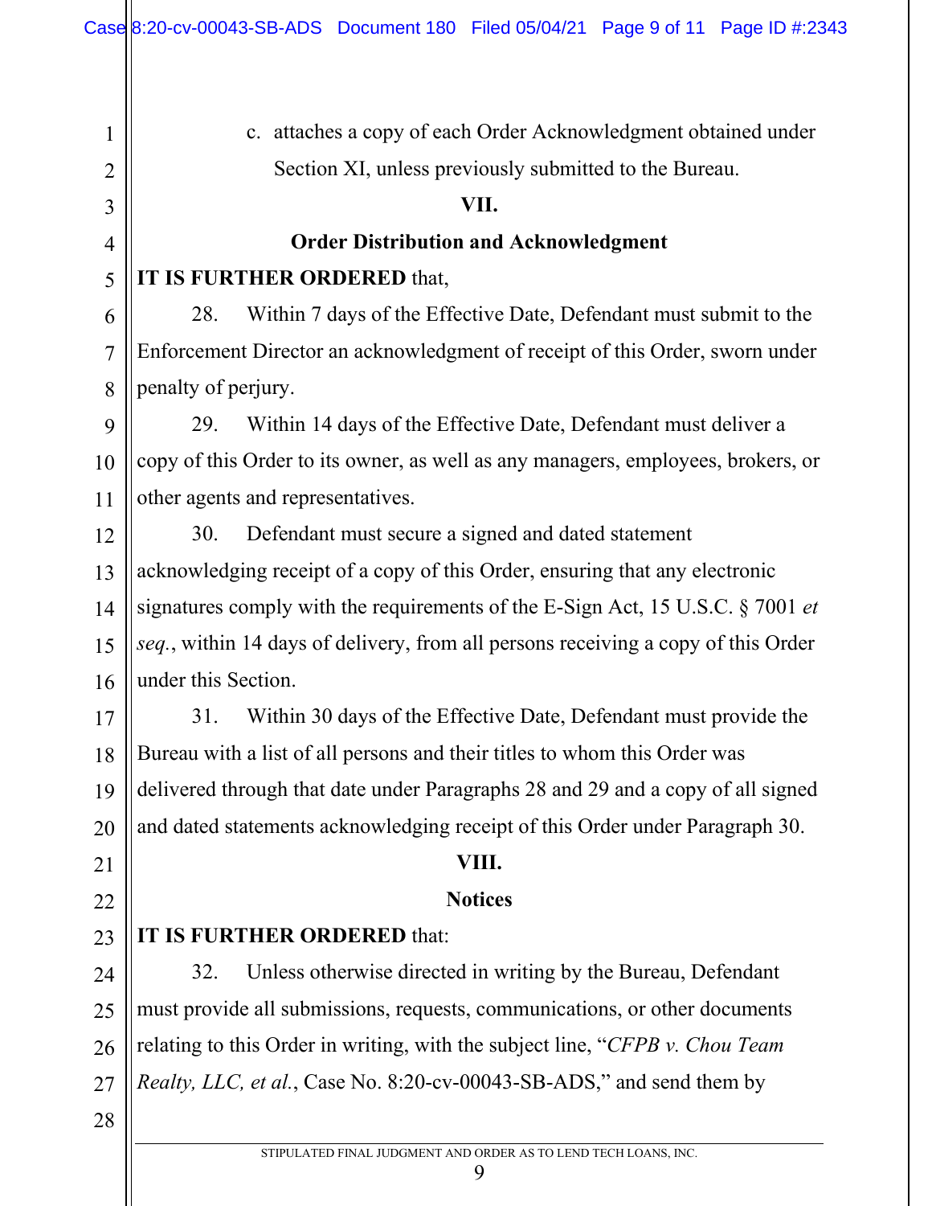c. attaches a copy of each Order Acknowledgment obtained under Section XI, unless previously submitted to the Bureau.

## VII.

## Order Distribution and Acknowledgment

**IT IS FURTHER ORDERED** that,

28. Within 7 days of the Effective Date, Defendant must submit to the Enforcement Director an acknowledgment of receipt of this Order, sworn under penalty of perjury.

29. Within 14 days of the Effective Date, Defendant must deliver a copy of this Order to its owner, as well as any managers, employees, brokers, or other agents and representatives.

30. Defendant must secure a signed and dated statement acknowledging receipt of a copy of this Order, ensuring that any electronic signatures comply with the requirements of the E-Sign Act, 15 U.S.C. § 7001 *et seq.*, within 14 days of delivery, from all persons receiving a copy of this Order under this Section.

31. Within 30 days of the Effective Date, Defendant must provide the Bureau with a list of all persons and their titles to whom this Order was delivered through that date under Paragraphs 28 and 29 and a copy of all signed and dated statements acknowledging receipt of this Order under Paragraph 30.

## VIII.

## Notices

**IT IS FURTHER ORDERED** that:

32. Unless otherwise directed in writing by the Bureau, Defendant must provide all submissions, requests, communications, or other documents relating to this Order in writing, with the subject line, "*CFPB v. Chou Team Realty, LLC, et al.*, Case No. 8:20-cv-00043-SB-ADS," and send them by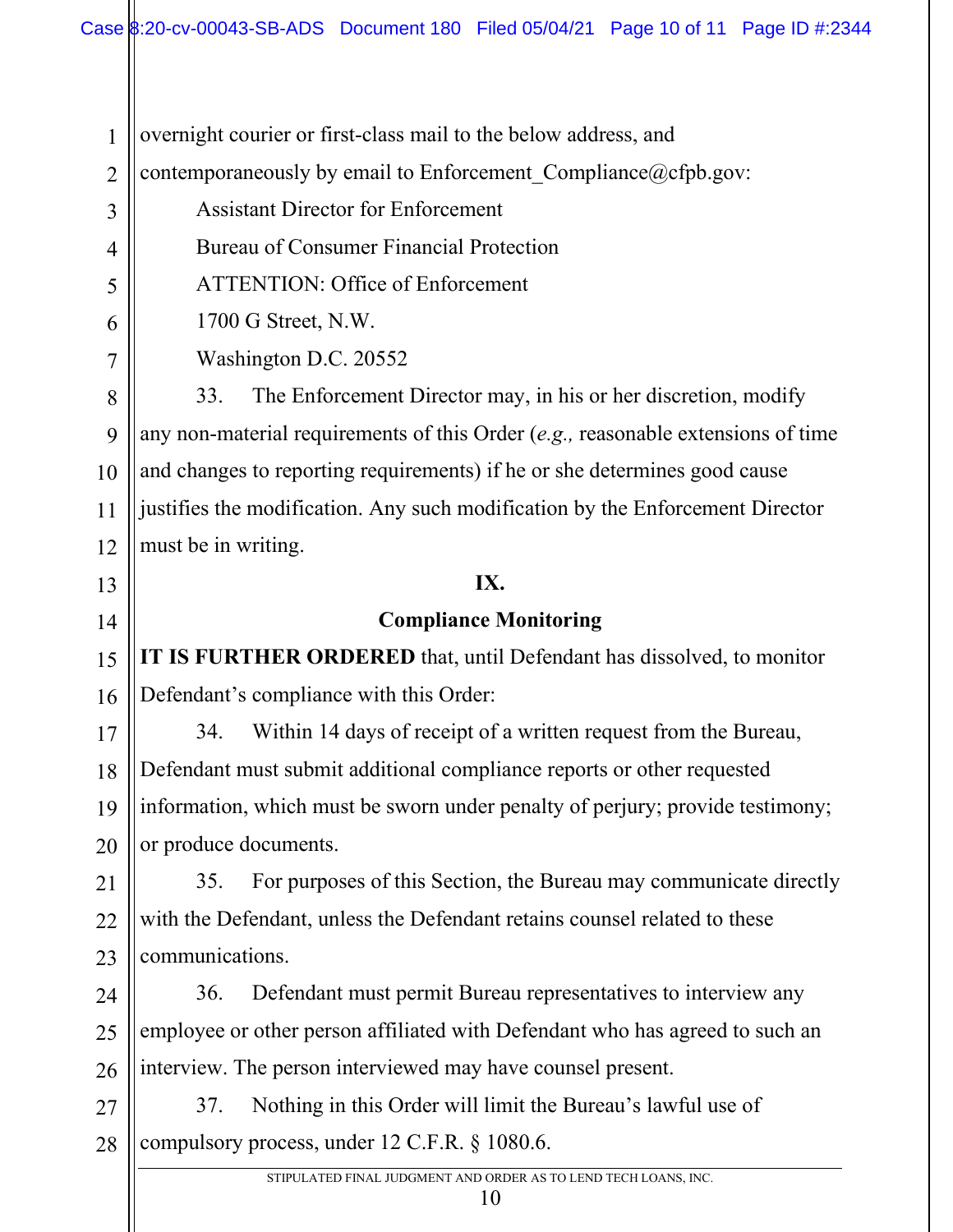overnight courier or first-class mail to the below address, and contemporaneously by email to Enforcement_Compliance@cfpb.gov:

Assistant Director for Enforcement
Bureau of Consumer Financial Protection
ATTENTION: Office of Enforcement
1700 G Street, N.W.
Washington D.C. 20552

33. The Enforcement Director may, in his or her discretion, modify any non-material requirements of this Order (*e.g.,* reasonable extensions of time and changes to reporting requirements) if he or she determines good cause justifies the modification. Any such modification by the Enforcement Director must be in writing.

## IX.

## Compliance Monitoring

**IT IS FURTHER ORDERED** that, until Defendant has dissolved, to monitor Defendant's compliance with this Order:

34. Within 14 days of receipt of a written request from the Bureau, Defendant must submit additional compliance reports or other requested information, which must be sworn under penalty of perjury; provide testimony; or produce documents.

35. For purposes of this Section, the Bureau may communicate directly with the Defendant, unless the Defendant retains counsel related to these communications.

36. Defendant must permit Bureau representatives to interview any employee or other person affiliated with Defendant who has agreed to such an interview. The person interviewed may have counsel present.

37. Nothing in this Order will limit the Bureau's lawful use of compulsory process, under 12 C.F.R. § 1080.6.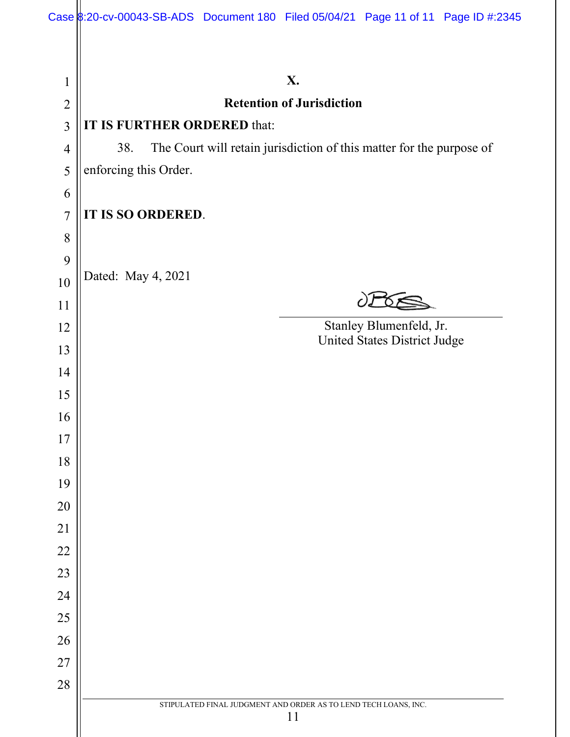## X.

## Retention of Jurisdiction

**IT IS FURTHER ORDERED** that:

38. The Court will retain jurisdiction of this matter for the purpose of enforcing this Order.

**IT IS SO ORDERED**.

Dated: May 4, 2021

Stanley Blumenfeld, Jr.
United States District Judge